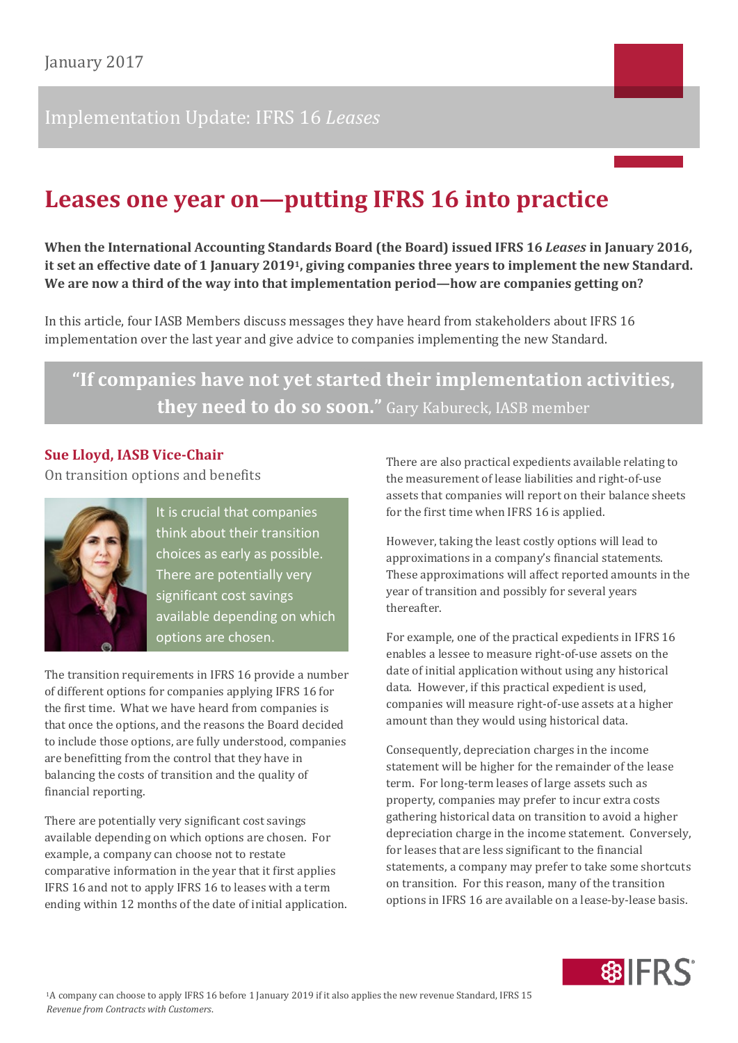January 2017

Implementation Update: IFRS 16 *Leases*

# Leases one year on—putting IFRS 16 into practice

**When the International Accounting Standards Board (the Board) issued IFRS 16 *Leases* in January 2016, it set an effective date of 1 January 2019[1], giving companies three years to implement the new Standard. We are now a third of the way into that implementation period—how are companies getting on?**

In this article, four IASB Members discuss messages they have heard from stakeholders about IFRS 16 implementation over the last year and give advice to companies implementing the new Standard.

> **"If companies have not yet started their implementation activities, they need to do so soon."** Gary Kabureck, IASB member

## Sue Lloyd, IASB Vice-Chair

On transition options and benefits

> It is crucial that companies think about their transition choices as early as possible. There are potentially very significant cost savings available depending on which options are chosen.

The transition requirements in IFRS 16 provide a number of different options for companies applying IFRS 16 for the first time. What we have heard from companies is that once the options, and the reasons the Board decided to include those options, are fully understood, companies are benefitting from the control that they have in balancing the costs of transition and the quality of financial reporting.

There are potentially very significant cost savings available depending on which options are chosen. For example, a company can choose not to restate comparative information in the year that it first applies IFRS 16 and not to apply IFRS 16 to leases with a term ending within 12 months of the date of initial application.

There are also practical expedients available relating to the measurement of lease liabilities and right-of-use assets that companies will report on their balance sheets for the first time when IFRS 16 is applied.

However, taking the least costly options will lead to approximations in a company's financial statements. These approximations will affect reported amounts in the year of transition and possibly for several years thereafter.

For example, one of the practical expedients in IFRS 16 enables a lessee to measure right-of-use assets on the date of initial application without using any historical data. However, if this practical expedient is used, companies will measure right-of-use assets at a higher amount than they would using historical data.

Consequently, depreciation charges in the income statement will be higher for the remainder of the lease term. For long-term leases of large assets such as property, companies may prefer to incur extra costs gathering historical data on transition to avoid a higher depreciation charge in the income statement. Conversely, for leases that are less significant to the financial statements, a company may prefer to take some shortcuts on transition. For this reason, many of the transition options in IFRS 16 are available on a lease-by-lease basis.

[1]A company can choose to apply IFRS 16 before 1 January 2019 if it also applies the new revenue Standard, IFRS 15 *Revenue from Contracts with Customers*.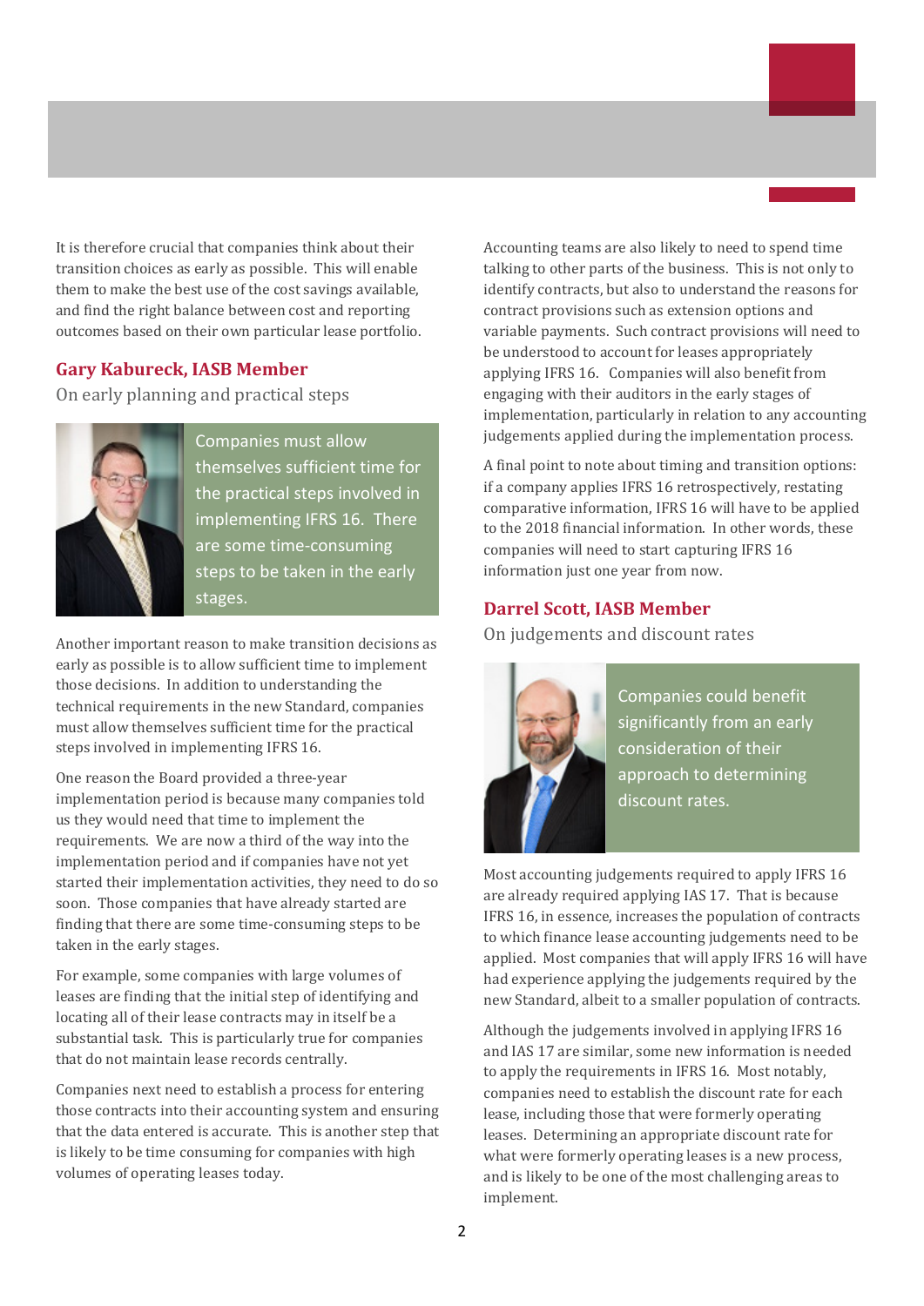It is therefore crucial that companies think about their transition choices as early as possible. This will enable them to make the best use of the cost savings available, and find the right balance between cost and reporting outcomes based on their own particular lease portfolio.

## Gary Kabureck, IASB Member

On early planning and practical steps

> Companies must allow themselves sufficient time for the practical steps involved in implementing IFRS 16. There are some time-consuming steps to be taken in the early stages.

Another important reason to make transition decisions as early as possible is to allow sufficient time to implement those decisions. In addition to understanding the technical requirements in the new Standard, companies must allow themselves sufficient time for the practical steps involved in implementing IFRS 16.

One reason the Board provided a three-year implementation period is because many companies told us they would need that time to implement the requirements. We are now a third of the way into the implementation period and if companies have not yet started their implementation activities, they need to do so soon. Those companies that have already started are finding that there are some time-consuming steps to be taken in the early stages.

For example, some companies with large volumes of leases are finding that the initial step of identifying and locating all of their lease contracts may in itself be a substantial task. This is particularly true for companies that do not maintain lease records centrally.

Companies next need to establish a process for entering those contracts into their accounting system and ensuring that the data entered is accurate. This is another step that is likely to be time consuming for companies with high volumes of operating leases today.

Accounting teams are also likely to need to spend time talking to other parts of the business. This is not only to identify contracts, but also to understand the reasons for contract provisions such as extension options and variable payments. Such contract provisions will need to be understood to account for leases appropriately applying IFRS 16. Companies will also benefit from engaging with their auditors in the early stages of implementation, particularly in relation to any accounting judgements applied during the implementation process.

A final point to note about timing and transition options: if a company applies IFRS 16 retrospectively, restating comparative information, IFRS 16 will have to be applied to the 2018 financial information. In other words, these companies will need to start capturing IFRS 16 information just one year from now.

## Darrel Scott, IASB Member

On judgements and discount rates

> Companies could benefit significantly from an early consideration of their approach to determining discount rates.

Most accounting judgements required to apply IFRS 16 are already required applying IAS 17. That is because IFRS 16, in essence, increases the population of contracts to which finance lease accounting judgements need to be applied. Most companies that will apply IFRS 16 will have had experience applying the judgements required by the new Standard, albeit to a smaller population of contracts.

Although the judgements involved in applying IFRS 16 and IAS 17 are similar, some new information is needed to apply the requirements in IFRS 16. Most notably, companies need to establish the discount rate for each lease, including those that were formerly operating leases. Determining an appropriate discount rate for what were formerly operating leases is a new process, and is likely to be one of the most challenging areas to implement.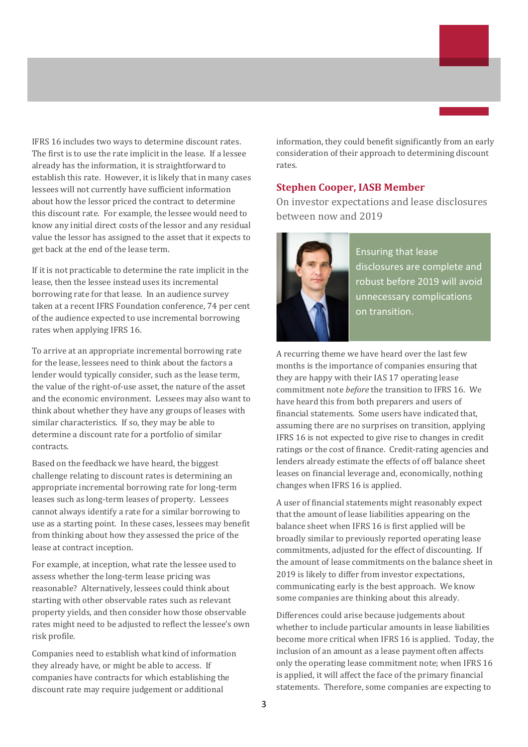IFRS 16 includes two ways to determine discount rates. The first is to use the rate implicit in the lease. If a lessee already has the information, it is straightforward to establish this rate. However, it is likely that in many cases lessees will not currently have sufficient information about how the lessor priced the contract to determine this discount rate. For example, the lessee would need to know any initial direct costs of the lessor and any residual value the lessor has assigned to the asset that it expects to get back at the end of the lease term.

If it is not practicable to determine the rate implicit in the lease, then the lessee instead uses its incremental borrowing rate for that lease. In an audience survey taken at a recent IFRS Foundation conference, 74 per cent of the audience expected to use incremental borrowing rates when applying IFRS 16.

To arrive at an appropriate incremental borrowing rate for the lease, lessees need to think about the factors a lender would typically consider, such as the lease term, the value of the right-of-use asset, the nature of the asset and the economic environment. Lessees may also want to think about whether they have any groups of leases with similar characteristics. If so, they may be able to determine a discount rate for a portfolio of similar contracts.

Based on the feedback we have heard, the biggest challenge relating to discount rates is determining an appropriate incremental borrowing rate for long-term leases such as long-term leases of property. Lessees cannot always identify a rate for a similar borrowing to use as a starting point. In these cases, lessees may benefit from thinking about how they assessed the price of the lease at contract inception.

For example, at inception, what rate the lessee used to assess whether the long-term lease pricing was reasonable? Alternatively, lessees could think about starting with other observable rates such as relevant property yields, and then consider how those observable rates might need to be adjusted to reflect the lessee's own risk profile.

Companies need to establish what kind of information they already have, or might be able to access. If companies have contracts for which establishing the discount rate may require judgement or additional information, they could benefit significantly from an early consideration of their approach to determining discount rates.

## Stephen Cooper, IASB Member

On investor expectations and lease disclosures between now and 2019

Ensuring that lease disclosures are complete and robust before 2019 will avoid unnecessary complications on transition.

A recurring theme we have heard over the last few months is the importance of companies ensuring that they are happy with their IAS 17 operating lease commitment note *before* the transition to IFRS 16. We have heard this from both preparers and users of financial statements. Some users have indicated that, assuming there are no surprises on transition, applying IFRS 16 is not expected to give rise to changes in credit ratings or the cost of finance. Credit-rating agencies and lenders already estimate the effects of off balance sheet leases on financial leverage and, economically, nothing changes when IFRS 16 is applied.

A user of financial statements might reasonably expect that the amount of lease liabilities appearing on the balance sheet when IFRS 16 is first applied will be broadly similar to previously reported operating lease commitments, adjusted for the effect of discounting. If the amount of lease commitments on the balance sheet in 2019 is likely to differ from investor expectations, communicating early is the best approach. We know some companies are thinking about this already.

Differences could arise because judgements about whether to include particular amounts in lease liabilities become more critical when IFRS 16 is applied. Today, the inclusion of an amount as a lease payment often affects only the operating lease commitment note; when IFRS 16 is applied, it will affect the face of the primary financial statements. Therefore, some companies are expecting to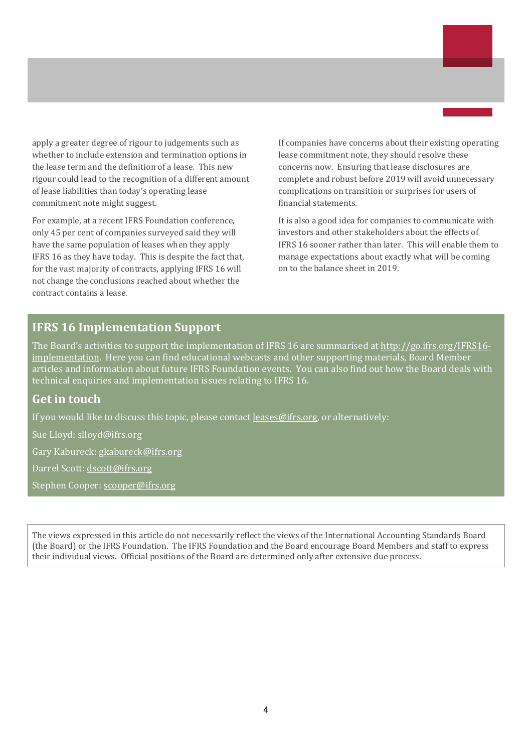apply a greater degree of rigour to judgements such as whether to include extension and termination options in the lease term and the definition of a lease. This new rigour could lead to the recognition of a different amount of lease liabilities than today's operating lease commitment note might suggest.

For example, at a recent IFRS Foundation conference, only 45 per cent of companies surveyed said they will have the same population of leases when they apply IFRS 16 as they have today. This is despite the fact that, for the vast majority of contracts, applying IFRS 16 will not change the conclusions reached about whether the contract contains a lease.

If companies have concerns about their existing operating lease commitment note, they should resolve these concerns now. Ensuring that lease disclosures are complete and robust before 2019 will avoid unnecessary complications on transition or surprises for users of financial statements.

It is also a good idea for companies to communicate with investors and other stakeholders about the effects of IFRS 16 sooner rather than later. This will enable them to manage expectations about exactly what will be coming on to the balance sheet in 2019.

## IFRS 16 Implementation Support

The Board's activities to support the implementation of IFRS 16 are summarised at http://go.ifrs.org/IFRS16-implementation. Here you can find educational webcasts and other supporting materials, Board Member articles and information about future IFRS Foundation events. You can also find out how the Board deals with technical enquiries and implementation issues relating to IFRS 16.

## Get in touch

If you would like to discuss this topic, please contact leases@ifrs.org, or alternatively:

Sue Lloyd: slloyd@ifrs.org

Gary Kabureck: gkabureck@ifrs.org

Darrel Scott: dscott@ifrs.org

Stephen Cooper: scooper@ifrs.org

The views expressed in this article do not necessarily reflect the views of the International Accounting Standards Board (the Board) or the IFRS Foundation. The IFRS Foundation and the Board encourage Board Members and staff to express their individual views. Official positions of the Board are determined only after extensive due process.